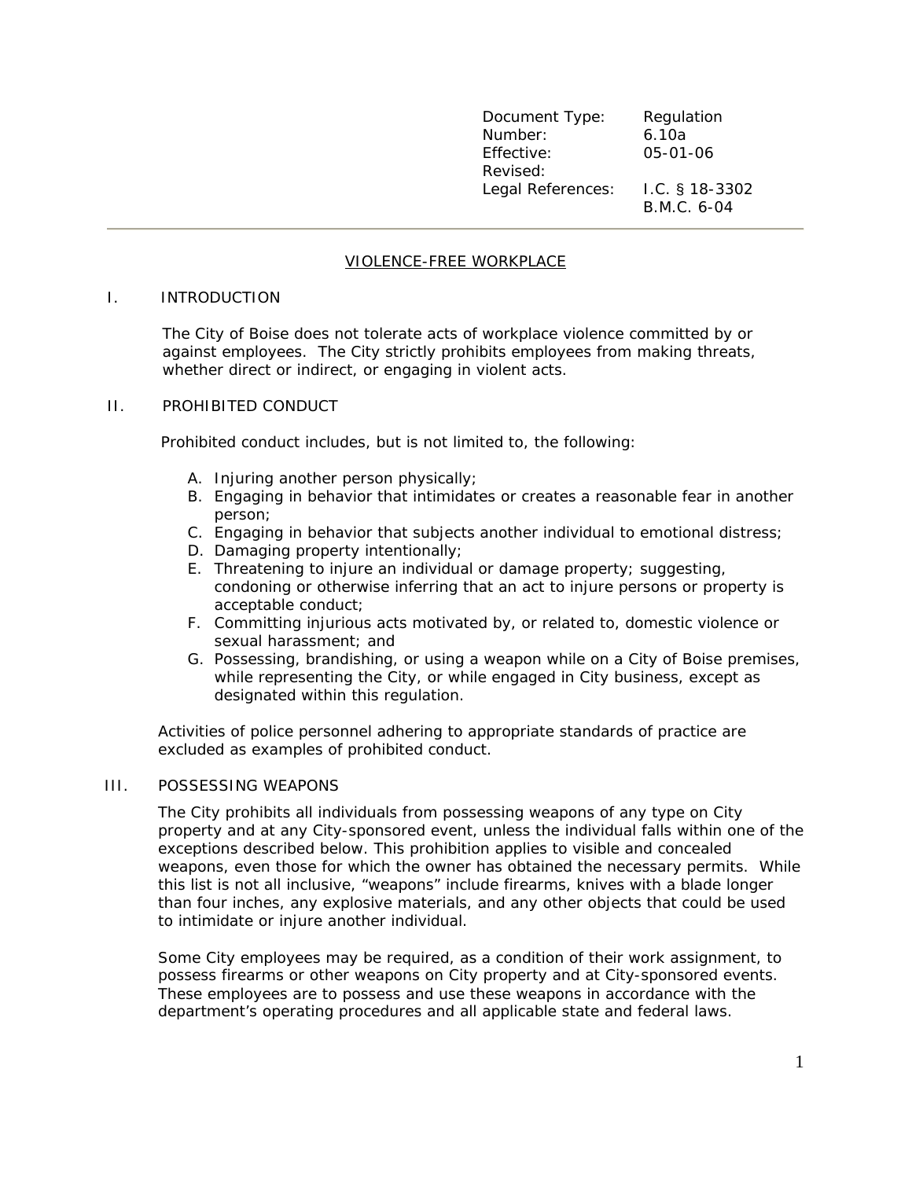| Document Type: | Regulation |
|---|---|
| Number: | 6.10a |
| Effective: | 05-01-06 |
| Revised: | |
| Legal References: | I.C. § 18-3302<br>B.M.C. 6-04 |

---

# VIOLENCE-FREE WORKPLACE

## I. INTRODUCTION

The City of Boise does not tolerate acts of workplace violence committed by or against employees. The City strictly prohibits employees from making threats, whether direct or indirect, or engaging in violent acts.

## II. PROHIBITED CONDUCT

Prohibited conduct includes, but is not limited to, the following:

A. Injuring another person physically;
B. Engaging in behavior that intimidates or creates a reasonable fear in another person;
C. Engaging in behavior that subjects another individual to emotional distress;
D. Damaging property intentionally;
E. Threatening to injure an individual or damage property; suggesting, condoning or otherwise inferring that an act to injure persons or property is acceptable conduct;
F. Committing injurious acts motivated by, or related to, domestic violence or sexual harassment; and
G. Possessing, brandishing, or using a weapon while on a City of Boise premises, while representing the City, or while engaged in City business, except as designated within this regulation.

Activities of police personnel adhering to appropriate standards of practice are excluded as examples of prohibited conduct.

## III. POSSESSING WEAPONS

The City prohibits all individuals from possessing weapons of any type on City property and at any City-sponsored event, unless the individual falls within one of the exceptions described below. This prohibition applies to visible and concealed weapons, even those for which the owner has obtained the necessary permits. While this list is not all inclusive, "weapons" include firearms, knives with a blade longer than four inches, any explosive materials, and any other objects that could be used to intimidate or injure another individual.

Some City employees may be required, as a condition of their work assignment, to possess firearms or other weapons on City property and at City-sponsored events. These employees are to possess and use these weapons in accordance with the department's operating procedures and all applicable state and federal laws.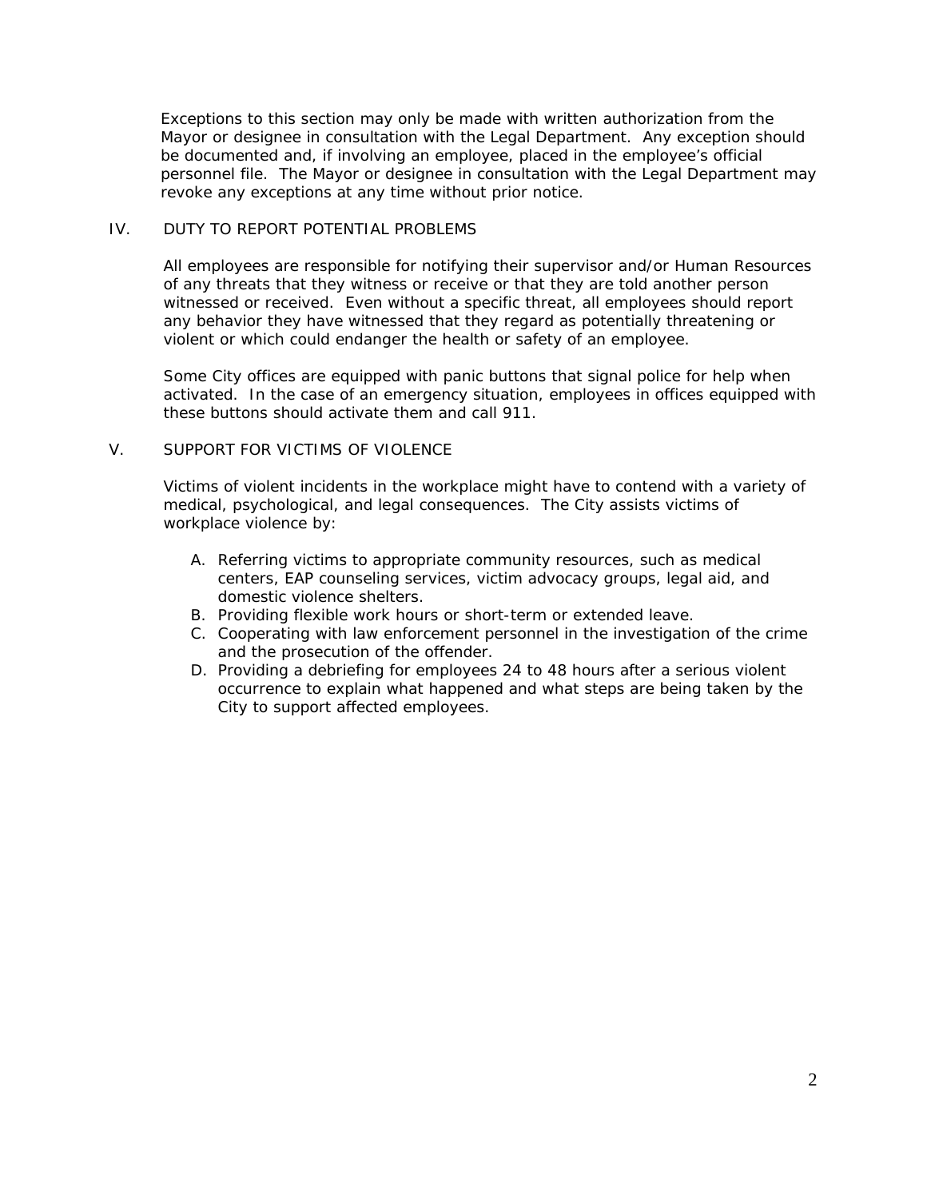Exceptions to this section may only be made with written authorization from the Mayor or designee in consultation with the Legal Department. Any exception should be documented and, if involving an employee, placed in the employee's official personnel file. The Mayor or designee in consultation with the Legal Department may revoke any exceptions at any time without prior notice.

## IV. DUTY TO REPORT POTENTIAL PROBLEMS

All employees are responsible for notifying their supervisor and/or Human Resources of any threats that they witness or receive or that they are told another person witnessed or received. Even without a specific threat, all employees should report any behavior they have witnessed that they regard as potentially threatening or violent or which could endanger the health or safety of an employee.

Some City offices are equipped with panic buttons that signal police for help when activated. In the case of an emergency situation, employees in offices equipped with these buttons should activate them and call 911.

## V. SUPPORT FOR VICTIMS OF VIOLENCE

Victims of violent incidents in the workplace might have to contend with a variety of medical, psychological, and legal consequences. The City assists victims of workplace violence by:

A. Referring victims to appropriate community resources, such as medical centers, EAP counseling services, victim advocacy groups, legal aid, and domestic violence shelters.
B. Providing flexible work hours or short-term or extended leave.
C. Cooperating with law enforcement personnel in the investigation of the crime and the prosecution of the offender.
D. Providing a debriefing for employees 24 to 48 hours after a serious violent occurrence to explain what happened and what steps are being taken by the City to support affected employees.